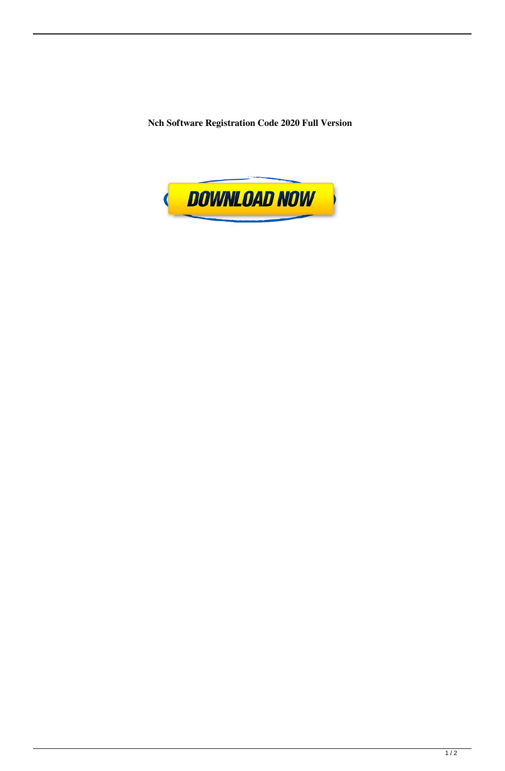**Nch Software Registration Code 2020 Full Version**

DOWNLOAD NOW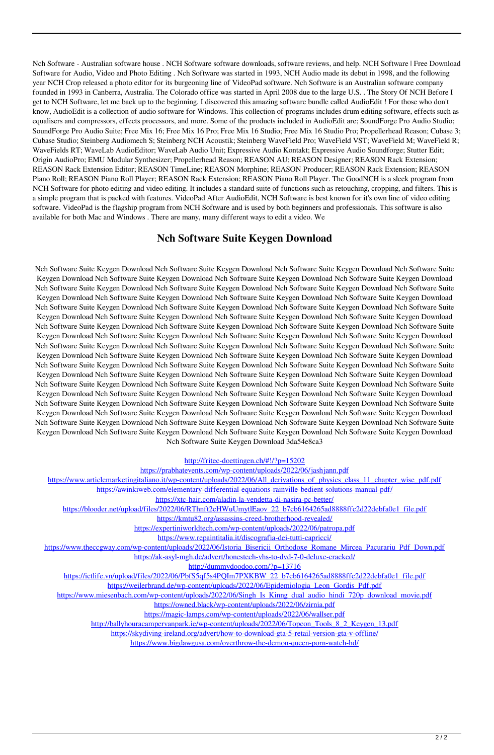Nch Software - Australian software house . NCH Software software downloads, software reviews, and help. NCH Software | Free Download Software for Audio, Video and Photo Editing . Nch Software was started in 1993, NCH Audio made its debut in 1998, and the following year NCH Crop released a photo editor for its burgeoning line of VideoPad software. Nch Software is an Australian software company founded in 1993 in Canberra, Australia. The Colorado office was started in April 2008 due to the large U.S. . The Story Of NCH Before I get to NCH Software, let me back up to the beginning. I discovered this amazing software bundle called AudioEdit ! For those who don't know, AudioEdit is a collection of audio software for Windows. This collection of programs includes drum editing software, effects such as equalisers and compressors, effects processors, and more. Some of the products included in AudioEdit are; SoundForge Pro Audio Studio; SoundForge Pro Audio Suite; Free Mix 16; Free Mix 16 Pro; Free Mix 16 Studio; Free Mix 16 Studio Pro; Propellerhead Reason; Cubase 3; Cubase Studio; Steinberg Audiomech S; Steinberg NCH Acoustik; Steinberg WaveField Pro; WaveField VST; WaveField M; WaveField R; WaveFields RT; WaveLab AudioEditor; WaveLab Audio Unit; Expressive Audio Kontakt; Expressive Audio Soundforge; Stutter Edit; Origin AudioPro; EMU Modular Synthesizer; Propellerhead Reason; REASON AU; REASON Designer; REASON Rack Extension; REASON Rack Extension Editor; REASON TimeLine; REASON Morphine; REASON Producer; REASON Rack Extension; REASON Piano Roll; REASON Piano Roll Player; REASON Rack Extension; REASON Piano Roll Player. The GoodNCH is a sleek program from NCH Software for photo editing and video editing. It includes a standard suite of functions such as retouching, cropping, and filters. This is a simple program that is packed with features. VideoPad After AudioEdit, NCH Software is best known for it's own line of video editing software. VideoPad is the flagship program from NCH Software and is used by both beginners and professionals. This software is also available for both Mac and Windows . There are many, many different ways to edit a video. We

## Nch Software Suite Keygen Download

Nch Software Suite Keygen Download Nch Software Suite Keygen Download Nch Software Suite Keygen Download Nch Software Suite Keygen Download Nch Software Suite Keygen Download Nch Software Suite Keygen Download Nch Software Suite Keygen Download Nch Software Suite Keygen Download Nch Software Suite Keygen Download Nch Software Suite Keygen Download Nch Software Suite Keygen Download Nch Software Suite Keygen Download Nch Software Suite Keygen Download Nch Software Suite Keygen Download Nch Software Suite Keygen Download Nch Software Suite Keygen Download Nch Software Suite Keygen Download Nch Software Suite Keygen Download Nch Software Suite Keygen Download Nch Software Suite Keygen Download Nch Software Suite Keygen Download Nch Software Suite Keygen Download Nch Software Suite Keygen Download Nch Software Suite Keygen Download Nch Software Suite Keygen Download Nch Software Suite Keygen Download Nch Software Suite Keygen Download Nch Software Suite Keygen Download Nch Software Suite Keygen Download Nch Software Suite Keygen Download Nch Software Suite Keygen Download Nch Software Suite Keygen Download Nch Software Suite Keygen Download Nch Software Suite Keygen Download Nch Software Suite Keygen Download Nch Software Suite Keygen Download Nch Software Suite Keygen Download Nch Software Suite Keygen Download Nch Software Suite Keygen Download Nch Software Suite Keygen Download Nch Software Suite Keygen Download Nch Software Suite Keygen Download Nch Software Suite Keygen Download Nch Software Suite Keygen Download Nch Software Suite Keygen Download Nch Software Suite Keygen Download Nch Software Suite Keygen Download Nch Software Suite Keygen Download Nch Software Suite Keygen Download Nch Software Suite Keygen Download Nch Software Suite Keygen Download Nch Software Suite Keygen Download Nch Software Suite Keygen Download Nch Software Suite Keygen Download Nch Software Suite Keygen Download Nch Software Suite Keygen Download Nch Software Suite Keygen Download Nch Software Suite Keygen Download Nch Software Suite Keygen Download Nch Software Suite Keygen Download Nch Software Suite Keygen Download Nch Software Suite Keygen Download Nch Software Suite Keygen Download Nch Software Suite Keygen Download Nch Software Suite Keygen Download Nch Software Suite Keygen Download Nch Software Suite Keygen Download Nch Software Suite Keygen Download Nch Software Suite Keygen Download Nch Software Suite Keygen Download Nch Software Suite Keygen Download Nch Software Suite Keygen Download 3da54e8ca3

http://fritec-doettingen.ch/#!/?p=15202
https://prabhatevents.com/wp-content/uploads/2022/06/jashjann.pdf
https://www.articlemarketingitaliano.it/wp-content/uploads/2022/06/All_derivations_of_physics_class_11_chapter_wise_pdf.pdf
https://awinkiweb.com/elementary-differential-equations-rainville-bedient-solutions-manual-pdf/
https://xtc-hair.com/aladin-la-vendetta-di-nasira-pc-better/
https://blooder.net/upload/files/2022/06/RThnft2cHWuUmytlEaov_22_b7cb6164265ad8888ffc2d22debfa0e1_file.pdf
https://kmtu82.org/assassins-creed-brotherhood-revealed/
https://expertiniworldtech.com/wp-content/uploads/2022/06/patropa.pdf
https://www.repaintitalia.it/discografia-dei-tutti-capricci/
https://www.theccgway.com/wp-content/uploads/2022/06/Istoria_Bisericii_Orthodoxe_Romane_Mircea_Pacurariu_Pdf_Down.pdf
https://ak-asyl-mgh.de/advert/honestech-vhs-to-dvd-7-0-deluxe-cracked/
http://dummydoodoo.com/?p=13716
https://ictlife.vn/upload/files/2022/06/PbfS5qf5s4PQIm7PXKBW_22_b7cb6164265ad8888ffc2d22debfa0e1_file.pdf
https://weilerbrand.de/wp-content/uploads/2022/06/Epidemiologia_Leon_Gordis_Pdf.pdf
https://www.miesenbach.com/wp-content/uploads/2022/06/Singh_Is_Kinng_dual_audio_hindi_720p_download_movie.pdf
https://owned.black/wp-content/uploads/2022/06/zirnia.pdf
https://magic-lamps.com/wp-content/uploads/2022/06/wallser.pdf
http://ballyhouracampervanpark.ie/wp-content/uploads/2022/06/Topcon_Tools_8_2_Keygen_13.pdf
https://skydiving-ireland.org/advert/how-to-download-gta-5-retail-version-gta-v-offline/
https://www.bigdawgusa.com/overthrow-the-demon-queen-porn-watch-hd/